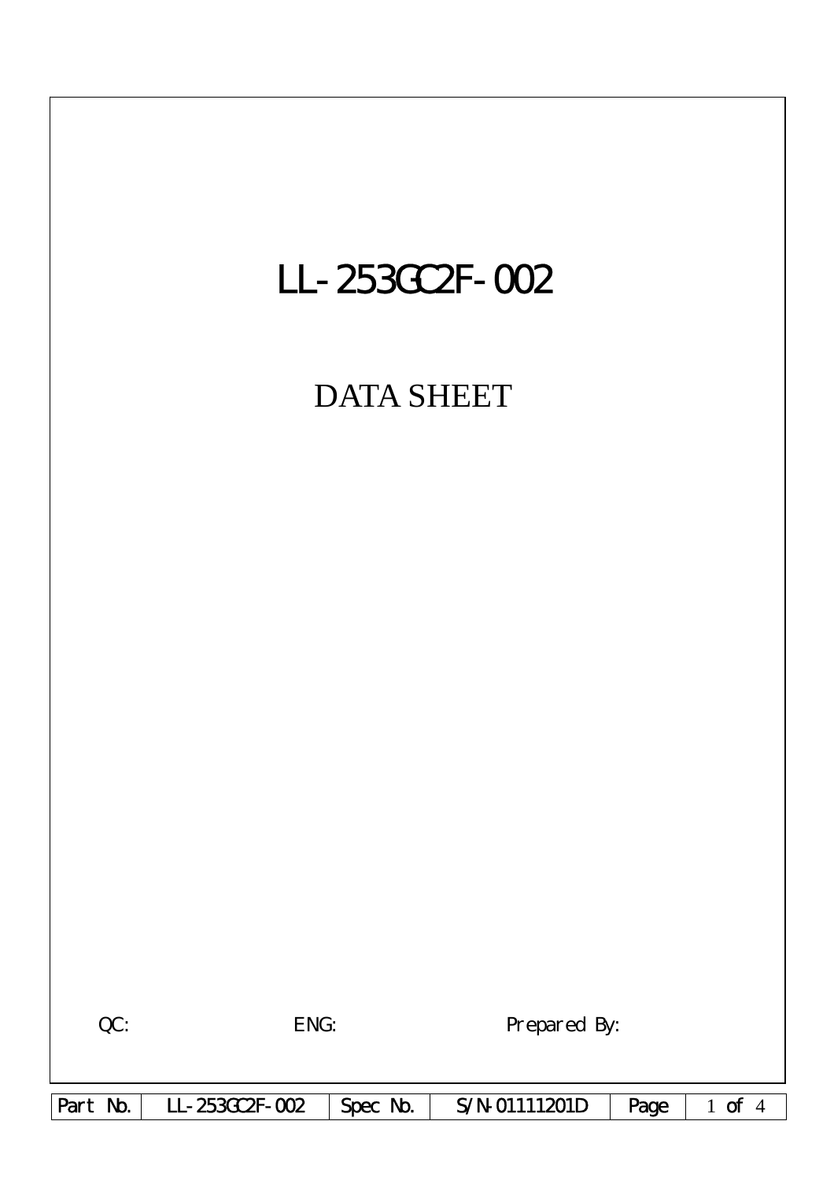# LL-253GC2F-002

## DATA SHEET

QC: ENG: Prepared By:

| Part No. | LL-253GC2F-002 | Spec No. | S/N-01111201D | Page | 1 of 4 |
|---|---|---|---|---|---|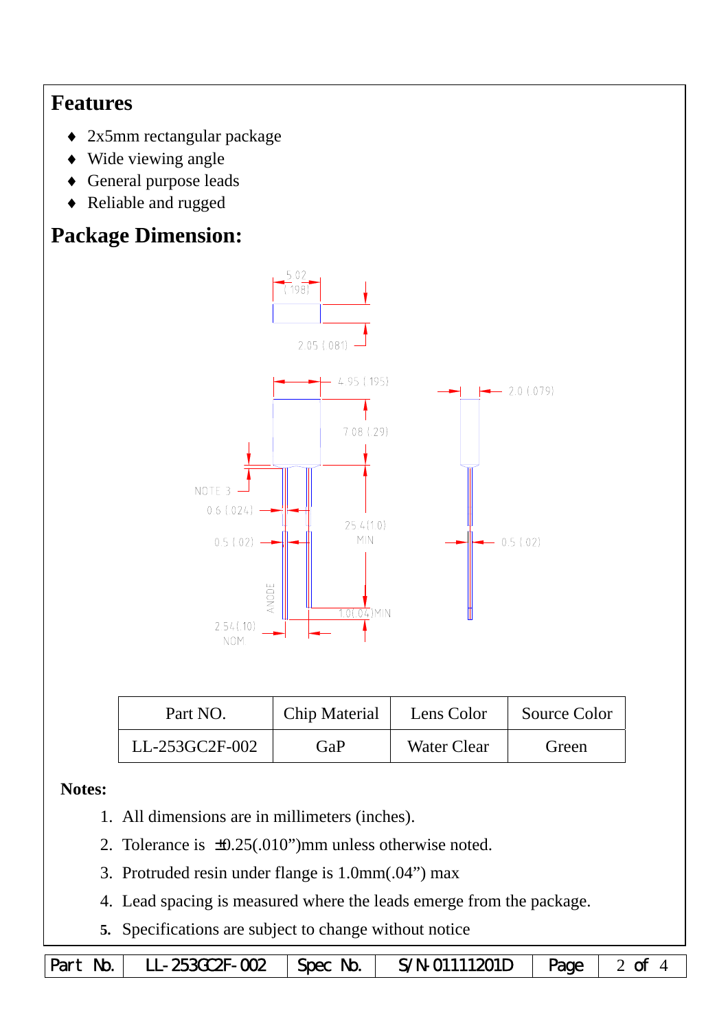## Features

- ♦ 2x5mm rectangular package
- ♦ Wide viewing angle
- ♦ General purpose leads
- ♦ Reliable and rugged

## Package Dimension:

5.02 (.198)
2.05 (.081)
4.95 (.195)
2.0 (.079)
7.08 (.29)
NOTE 3
0.6 (.024)
0.5 (.02)
25.4 (1.0) MIN
0.5 (.02)
ANODE
1.0 (.04) MIN
2.54 (.10) NOM

| Part NO. | Chip Material | Lens Color | Source Color |
|---|---|---|---|
| LL-253GC2F-002 | GaP | Water Clear | Green |

**Notes:**

1. All dimensions are in millimeters (inches).
2. Tolerance is ±0.25(.010")mm unless otherwise noted.
3. Protruded resin under flange is 1.0mm(.04") max
4. Lead spacing is measured where the leads emerge from the package.
5. Specifications are subject to change without notice

| Part No. | LL-253GC2F-002 | Spec No. | S/N-01111201D | Page | 2 of 4 |
|---|---|---|---|---|---|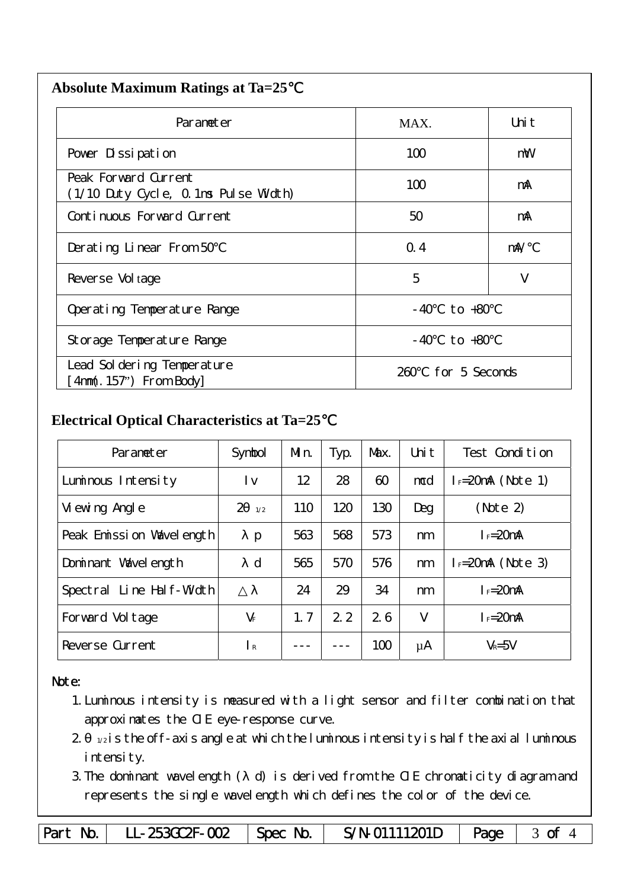## Absolute Maximum Ratings at Ta=25℃

| Parameter | MAX. | Unit |
|---|---|---|
| Power Dissipation | 100 | mW |
| Peak Forward Current (1/10 Duty Cycle, 0.1ms Pulse Width) | 100 | mA |
| Continuous Forward Current | 50 | mA |
| Derating Linear From 50℃ | 0.4 | mA/℃ |
| Reverse Voltage | 5 | V |
| Operating Temperature Range | -40℃ to +80℃ | |
| Storage Temperature Range | -40℃ to +80℃ | |
| Lead Soldering Temperature [4mm(.157") From Body] | 260℃ for 5 Seconds | |

## Electrical Optical Characteristics at Ta=25℃

| Parameter | Symbol | Min. | Typ. | Max. | Unit | Test Condition |
|---|---|---|---|---|---|---|
| Luminous Intensity | Iv | 12 | 28 | 60 | mcd | $I_F$=20mA (Note 1) |
| Viewing Angle | $2\theta_{1/2}$ | 110 | 120 | 130 | Deg | (Note 2) |
| Peak Emission Wavelength | λp | 563 | 568 | 573 | nm | $I_F$=20mA |
| Dominant Wavelength | λd | 565 | 570 | 576 | nm | $I_F$=20mA (Note 3) |
| Spectral Line Half-Width | △λ | 24 | 29 | 34 | nm | $I_F$=20mA |
| Forward Voltage | $V_F$ | 1.7 | 2.2 | 2.6 | V | $I_F$=20mA |
| Reverse Current | $I_R$ | --- | --- | 100 | μA | $V_R$=5V |

Note:

1. Luminous intensity is measured with a light sensor and filter combination that approximates the CIE eye-response curve.
2. $\theta_{1/2}$ is the off-axis angle at which the luminous intensity is half the axial luminous intensity.
3. The dominant wavelength (λd) is derived from the CIE chromaticity diagram and represents the single wavelength which defines the color of the device.

| Part No. | LL-253GC2F-002 | Spec No. | S/N-01111201D | Page | 3 of 4 |
|---|---|---|---|---|---|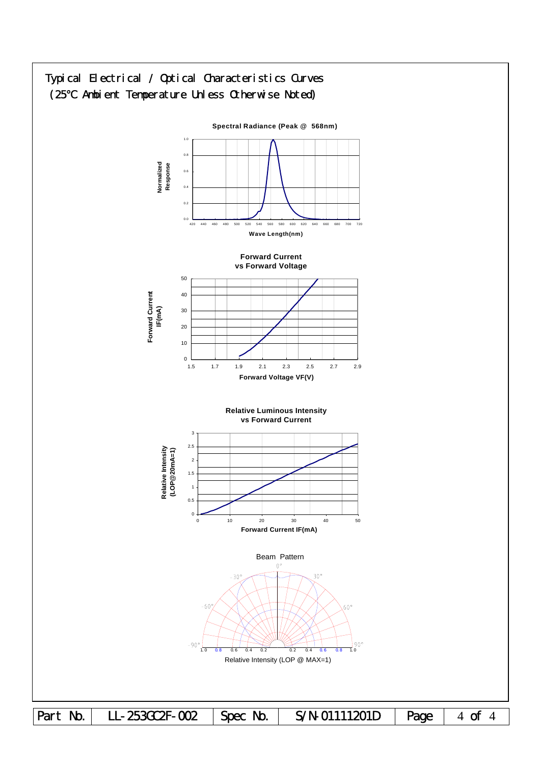# Typical Electrical / Optical Characteristics Curves
(25°C Ambient Temperature Unless Otherwise Noted)

Spectral Radiance (Peak @ 568nm)

Normalized Response

1.0
0.8
0.6
0.4
0.2
0.0

420 440 460 480 500 520 540 560 580 600 620 640 660 680 700 720

Wave Length(nm)

Forward Current vs Forward Voltage

Forward Current IF(mA)

50
40
30
20
10
0

1.5 1.7 1.9 2.1 2.3 2.5 2.7 2.9

Forward Voltage VF(V)

Relative Luminous Intensity vs Forward Current

Relative Intensity (LOP@20mA=1)

3
2.5
2
1.5
1
0.5
0

0 10 20 30 40 50

Forward Current IF(mA)

Beam Pattern

0°
-30° 30°
-60° 60°
-90° 90°

1.0 0.8 0.6 0.4 0.2 0.2 0.4 0.6 0.8 1.0

Relative Intensity (LOP @ MAX=1)

| Part No. | LL-253GC2F-002 | Spec No. | S/N-01111201D | Page | 4 of 4 |
|---|---|---|---|---|---|